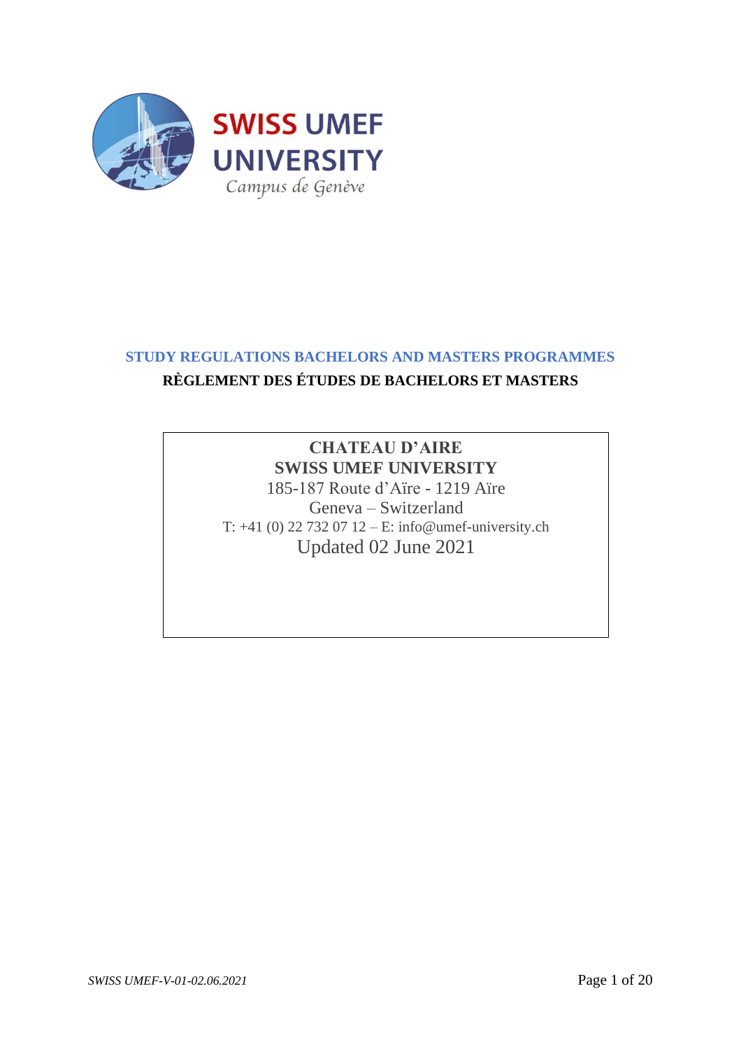**SWISS UMEF UNIVERSITY**

*Campus de Genève*

# STUDY REGULATIONS BACHELORS AND MASTERS PROGRAMMES

## RÈGLEMENT DES ÉTUDES DE BACHELORS ET MASTERS

**CHATEAU D'AIRE**
**SWISS UMEF UNIVERSITY**
185-187 Route d'Aïre - 1219 Aïre
Geneva – Switzerland
T: +41 (0) 22 732 07 12 – E: info@umef-university.ch
Updated 02 June 2021

*SWISS UMEF-V-01-02.06.2021*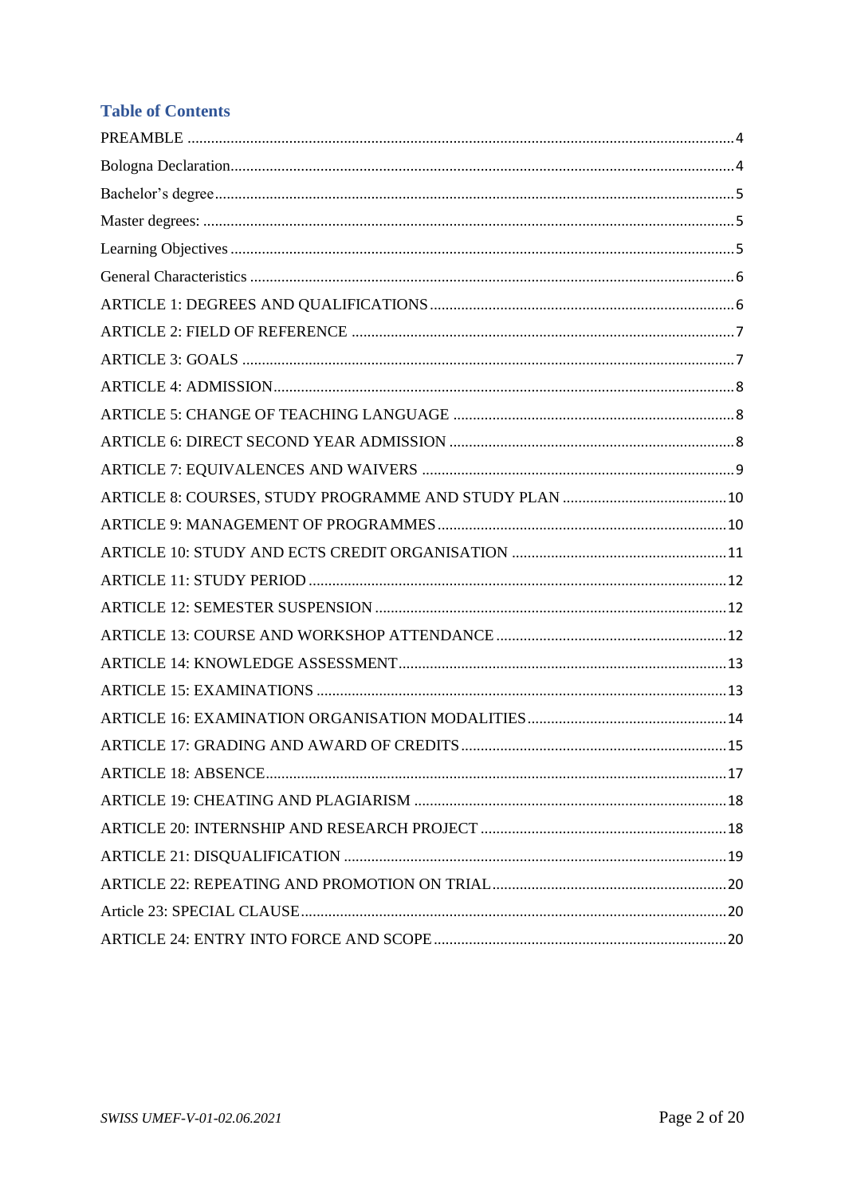## Table of Contents

PREAMBLE .......... 4
Bologna Declaration .......... 4
Bachelor's degree .......... 5
Master degrees: .......... 5
Learning Objectives .......... 5
General Characteristics .......... 6
ARTICLE 1: DEGREES AND QUALIFICATIONS .......... 6
ARTICLE 2: FIELD OF REFERENCE .......... 7
ARTICLE 3: GOALS .......... 7
ARTICLE 4: ADMISSION .......... 8
ARTICLE 5: CHANGE OF TEACHING LANGUAGE .......... 8
ARTICLE 6: DIRECT SECOND YEAR ADMISSION .......... 8
ARTICLE 7: EQUIVALENCES AND WAIVERS .......... 9
ARTICLE 8: COURSES, STUDY PROGRAMME AND STUDY PLAN .......... 10
ARTICLE 9: MANAGEMENT OF PROGRAMMES .......... 10
ARTICLE 10: STUDY AND ECTS CREDIT ORGANISATION .......... 11
ARTICLE 11: STUDY PERIOD .......... 12
ARTICLE 12: SEMESTER SUSPENSION .......... 12
ARTICLE 13: COURSE AND WORKSHOP ATTENDANCE .......... 12
ARTICLE 14: KNOWLEDGE ASSESSMENT .......... 13
ARTICLE 15: EXAMINATIONS .......... 13
ARTICLE 16: EXAMINATION ORGANISATION MODALITIES .......... 14
ARTICLE 17: GRADING AND AWARD OF CREDITS .......... 15
ARTICLE 18: ABSENCE .......... 17
ARTICLE 19: CHEATING AND PLAGIARISM .......... 18
ARTICLE 20: INTERNSHIP AND RESEARCH PROJECT .......... 18
ARTICLE 21: DISQUALIFICATION .......... 19
ARTICLE 22: REPEATING AND PROMOTION ON TRIAL .......... 20
Article 23: SPECIAL CLAUSE .......... 20
ARTICLE 24: ENTRY INTO FORCE AND SCOPE .......... 20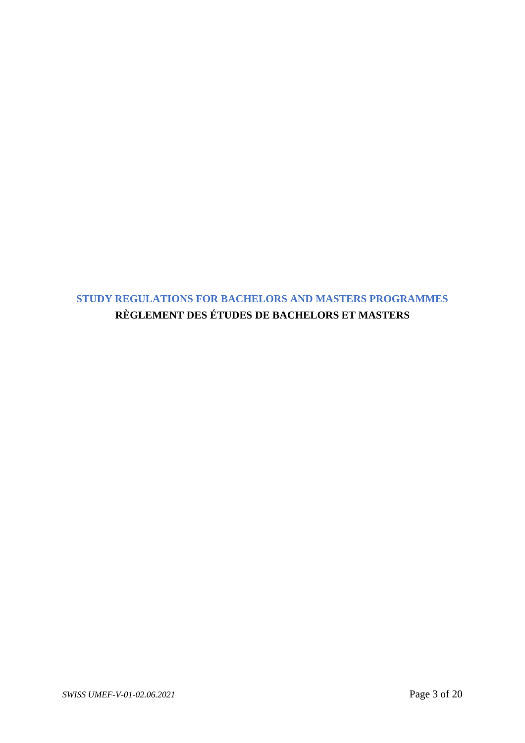# STUDY REGULATIONS FOR BACHELORS AND MASTERS PROGRAMMES

# RÈGLEMENT DES ÉTUDES DE BACHELORS ET MASTERS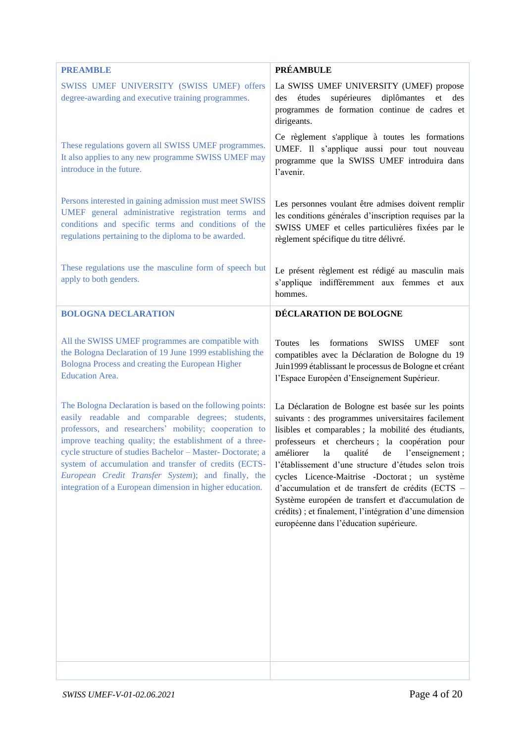| PREAMBLE | PRÉAMBULE |
|---|---|
| SWISS UMEF UNIVERSITY (SWISS UMEF) offers degree-awarding and executive training programmes. | La SWISS UMEF UNIVERSITY (UMEF) propose des études supérieures diplômantes et des programmes de formation continue de cadres et dirigeants. |
| These regulations govern all SWISS UMEF programmes. It also applies to any new programme SWISS UMEF may introduce in the future. | Ce règlement s'applique à toutes les formations UMEF. Il s'applique aussi pour tout nouveau programme que la SWISS UMEF introduira dans l'avenir. |
| Persons interested in gaining admission must meet SWISS UMEF general administrative registration terms and conditions and specific terms and conditions of the regulations pertaining to the diploma to be awarded. | Les personnes voulant être admises doivent remplir les conditions générales d'inscription requises par la SWISS UMEF et celles particulières fixées par le règlement spécifique du titre délivré. |
| These regulations use the masculine form of speech but apply to both genders. | Le présent règlement est rédigé au masculin mais s'applique indifféremment aux femmes et aux hommes. |
| **BOLOGNA DECLARATION** | **DÉCLARATION DE BOLOGNE** |
| All the SWISS UMEF programmes are compatible with the Bologna Declaration of 19 June 1999 establishing the Bologna Process and creating the European Higher Education Area. | Toutes les formations SWISS UMEF sont compatibles avec la Déclaration de Bologne du 19 Juin1999 établissant le processus de Bologne et créant l'Espace Européen d'Enseignement Supérieur. |
| The Bologna Declaration is based on the following points: easily readable and comparable degrees; students, professors, and researchers' mobility; cooperation to improve teaching quality; the establishment of a three-cycle structure of studies Bachelor – Master- Doctorate; a system of accumulation and transfer of credits (ECTS-*European Credit Transfer System*); and finally, the integration of a European dimension in higher education. | La Déclaration de Bologne est basée sur les points suivants : des programmes universitaires facilement lisibles et comparables ; la mobilité des étudiants, professeurs et chercheurs ; la coopération pour améliorer la qualité de l'enseignement ; l'établissement d'une structure d'études selon trois cycles Licence-Maitrise -Doctorat ; un système d'accumulation et de transfert de crédits (ECTS – Système européen de transfert et d'accumulation de crédits) ; et finalement, l'intégration d'une dimension européenne dans l'éducation supérieure. |
| | |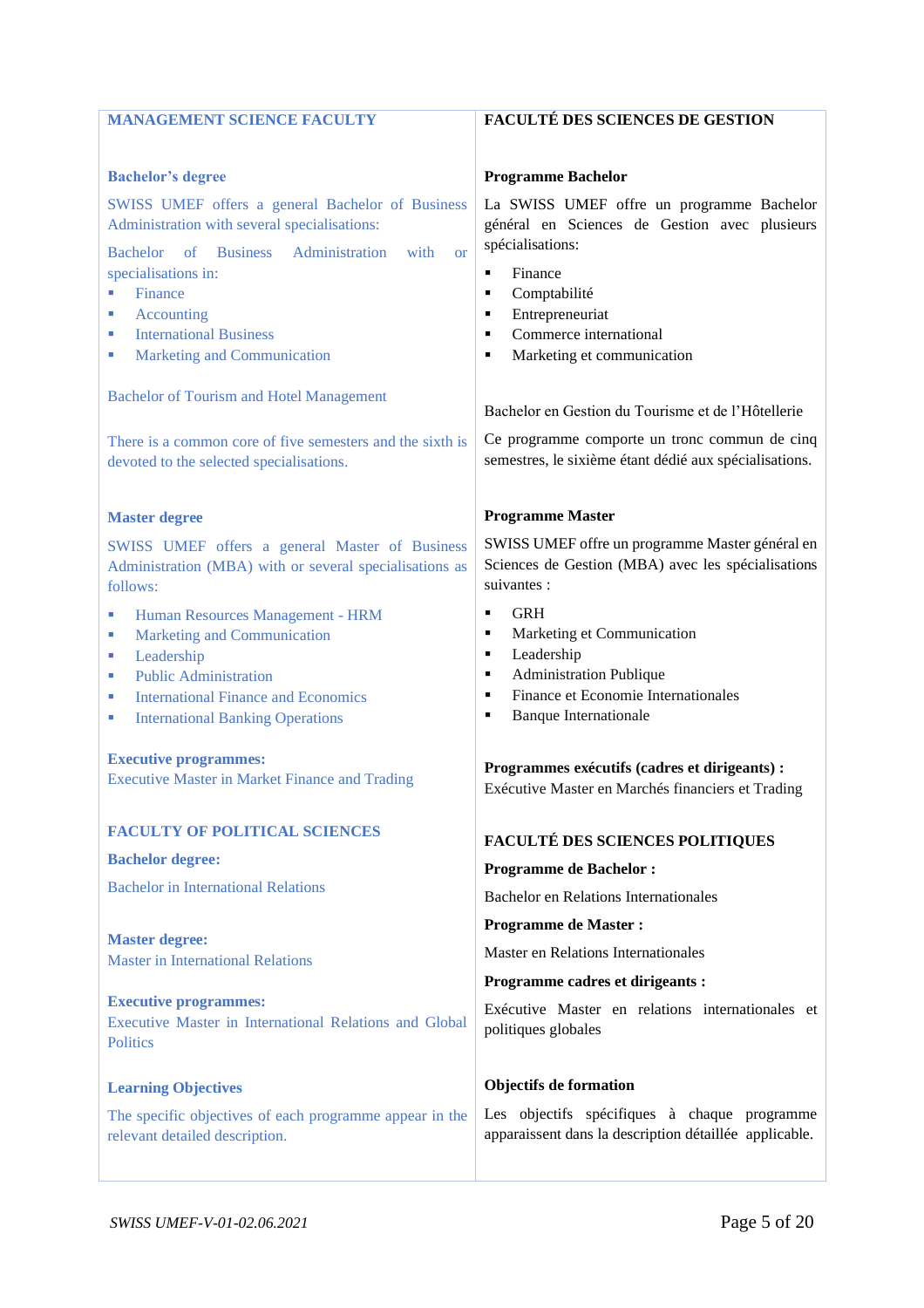## MANAGEMENT SCIENCE FACULTY

### Bachelor's degree

SWISS UMEF offers a general Bachelor of Business Administration with several specialisations:

Bachelor of Business Administration with or specialisations in:

- Finance
- Accounting
- International Business
- Marketing and Communication

Bachelor of Tourism and Hotel Management

There is a common core of five semesters and the sixth is devoted to the selected specialisations.

### Master degree

SWISS UMEF offers a general Master of Business Administration (MBA) with or several specialisations as follows:

- Human Resources Management - HRM
- Marketing and Communication
- Leadership
- Public Administration
- International Finance and Economics
- International Banking Operations

**Executive programmes:**
Executive Master in Market Finance and Trading

## FACULTY OF POLITICAL SCIENCES

**Bachelor degree:**

Bachelor in International Relations

**Master degree:**
Master in International Relations

**Executive programmes:**
Executive Master in International Relations and Global Politics

### Learning Objectives

The specific objectives of each programme appear in the relevant detailed description.

## FACULTÉ DES SCIENCES DE GESTION

### Programme Bachelor

La SWISS UMEF offre un programme Bachelor général en Sciences de Gestion avec plusieurs spécialisations:

- Finance
- Comptabilité
- Entrepreneuriat
- Commerce international
- Marketing et communication

Bachelor en Gestion du Tourisme et de l'Hôtellerie

Ce programme comporte un tronc commun de cinq semestres, le sixième étant dédié aux spécialisations.

### Programme Master

SWISS UMEF offre un programme Master général en Sciences de Gestion (MBA) avec les spécialisations suivantes :

- GRH
- Marketing et Communication
- Leadership
- Administration Publique
- Finance et Economie Internationales
- Banque Internationale

**Programmes exécutifs (cadres et dirigeants) :**
Exécutive Master en Marchés financiers et Trading

## FACULTÉ DES SCIENCES POLITIQUES

**Programme de Bachelor :**

Bachelor en Relations Internationales

**Programme de Master :**

Master en Relations Internationales

**Programme cadres et dirigeants :**

Exécutive Master en relations internationales et politiques globales

### Objectifs de formation

Les objectifs spécifiques à chaque programme apparaissent dans la description détaillée applicable.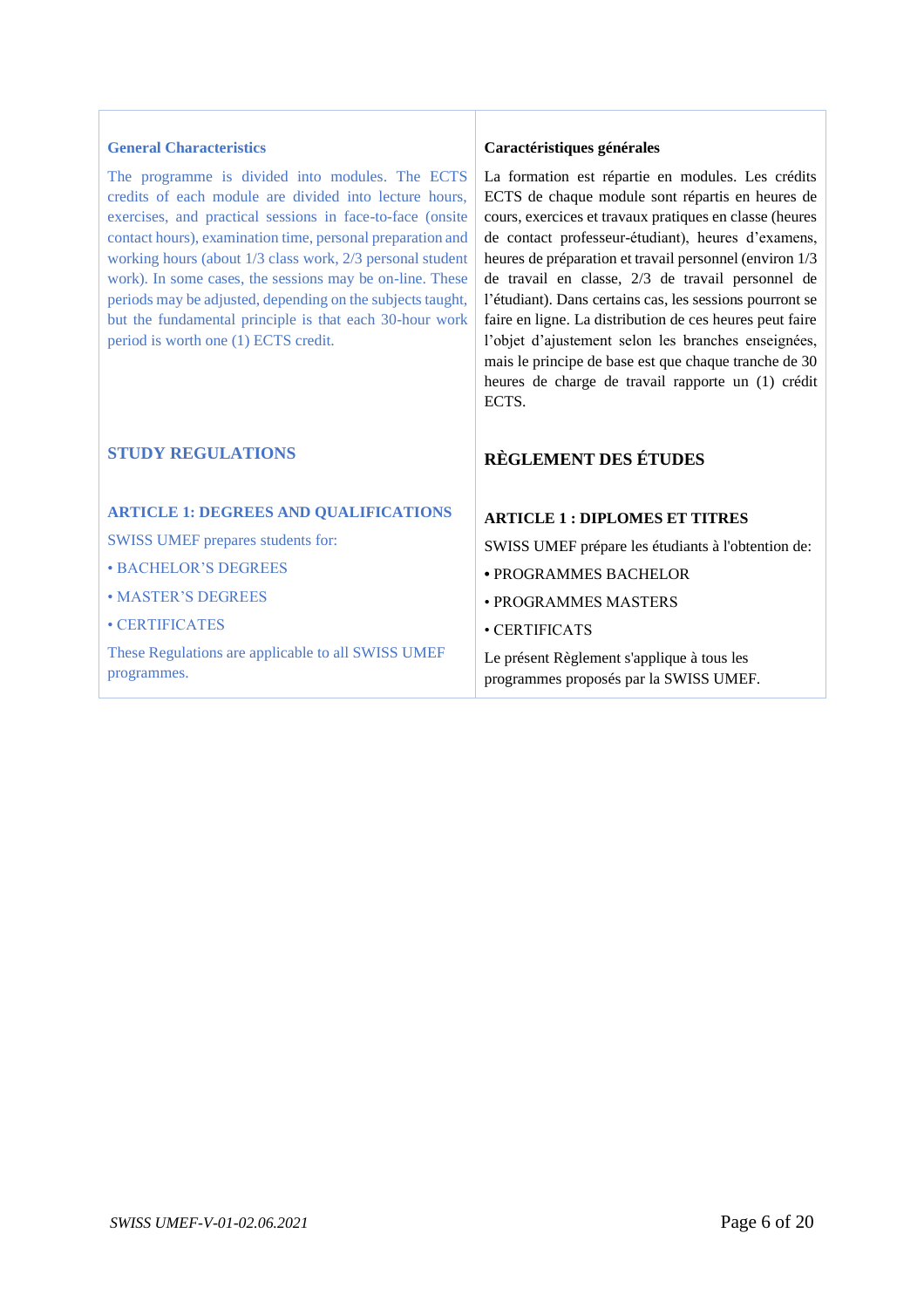### General Characteristics

The programme is divided into modules. The ECTS credits of each module are divided into lecture hours, exercises, and practical sessions in face-to-face (onsite contact hours), examination time, personal preparation and working hours (about 1/3 class work, 2/3 personal student work). In some cases, the sessions may be on-line. These periods may be adjusted, depending on the subjects taught, but the fundamental principle is that each 30-hour work period is worth one (1) ECTS credit.

### Caractéristiques générales

La formation est répartie en modules. Les crédits ECTS de chaque module sont répartis en heures de cours, exercices et travaux pratiques en classe (heures de contact professeur-étudiant), heures d'examens, heures de préparation et travail personnel (environ 1/3 de travail en classe, 2/3 de travail personnel de l'étudiant). Dans certains cas, les sessions pourront se faire en ligne. La distribution de ces heures peut faire l'objet d'ajustement selon les branches enseignées, mais le principe de base est que chaque tranche de 30 heures de charge de travail rapporte un (1) crédit ECTS.

## STUDY REGULATIONS

### ARTICLE 1: DEGREES AND QUALIFICATIONS

SWISS UMEF prepares students for:

- BACHELOR'S DEGREES
- MASTER'S DEGREES
- CERTIFICATES

These Regulations are applicable to all SWISS UMEF programmes.

## RÈGLEMENT DES ÉTUDES

### ARTICLE 1 : DIPLOMES ET TITRES

SWISS UMEF prépare les étudiants à l'obtention de:

- PROGRAMMES BACHELOR
- PROGRAMMES MASTERS
- CERTIFICATS

Le présent Règlement s'applique à tous les programmes proposés par la SWISS UMEF.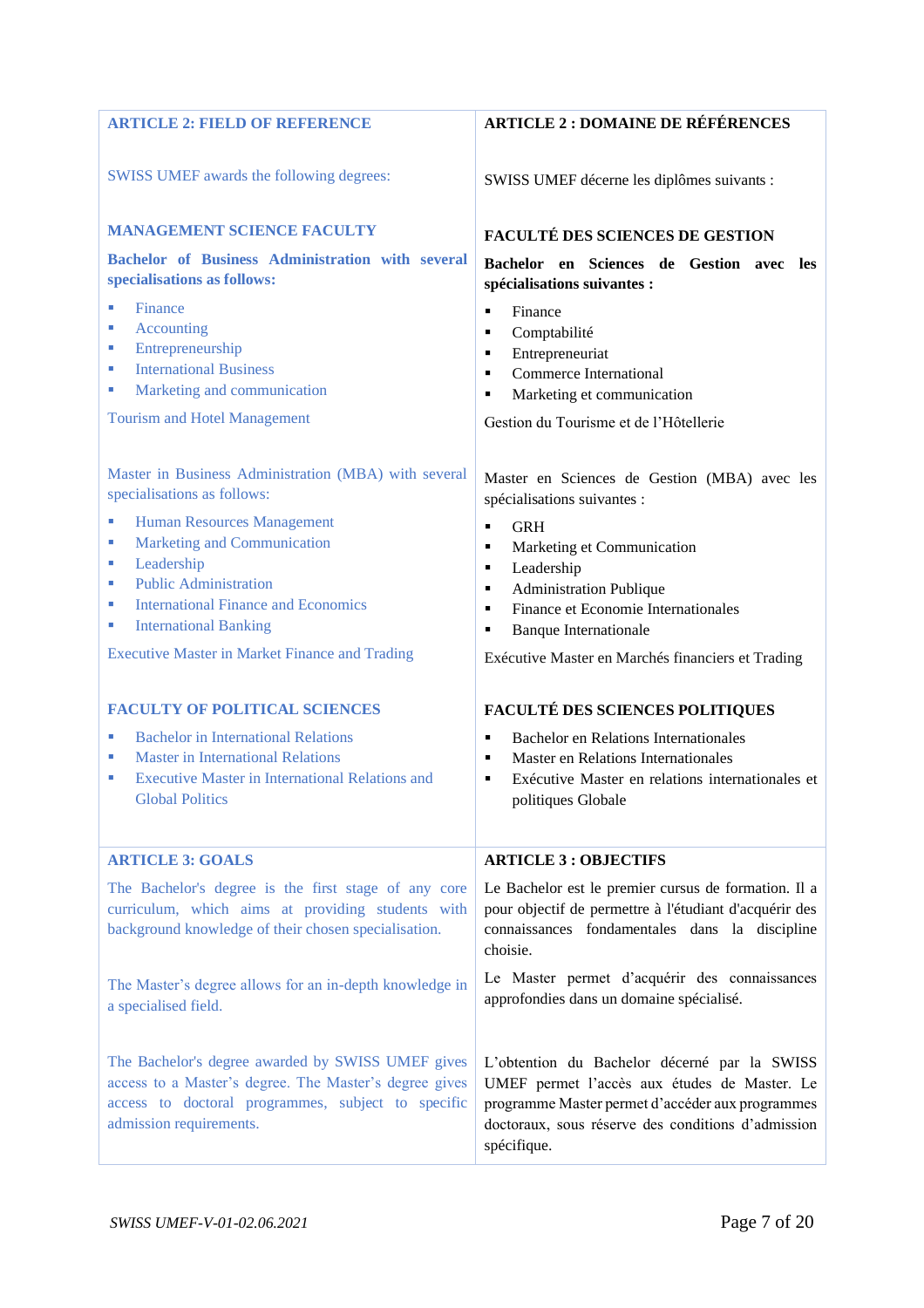| **ARTICLE 2: FIELD OF REFERENCE** | **ARTICLE 2 : DOMAINE DE RÉFÉRENCES** |
|---|---|
| SWISS UMEF awards the following degrees: | SWISS UMEF décerne les diplômes suivants : |
| **MANAGEMENT SCIENCE FACULTY** | **FACULTÉ DES SCIENCES DE GESTION** |
| **Bachelor of Business Administration with several specialisations as follows:** | **Bachelor en Sciences de Gestion avec les spécialisations suivantes :** |
| ▪ Finance<br>▪ Accounting<br>▪ Entrepreneurship<br>▪ International Business<br>▪ Marketing and communication | ▪ Finance<br>▪ Comptabilité<br>▪ Entrepreneuriat<br>▪ Commerce International<br>▪ Marketing et communication |
| Tourism and Hotel Management | Gestion du Tourisme et de l'Hôtellerie |
| Master in Business Administration (MBA) with several specialisations as follows: | Master en Sciences de Gestion (MBA) avec les spécialisations suivantes : |
| ▪ Human Resources Management<br>▪ Marketing and Communication<br>▪ Leadership<br>▪ Public Administration<br>▪ International Finance and Economics<br>▪ International Banking | ▪ GRH<br>▪ Marketing et Communication<br>▪ Leadership<br>▪ Administration Publique<br>▪ Finance et Economie Internationales<br>▪ Banque Internationale |
| Executive Master in Market Finance and Trading | Exécutive Master en Marchés financiers et Trading |
| **FACULTY OF POLITICAL SCIENCES** | **FACULTÉ DES SCIENCES POLITIQUES** |
| ▪ Bachelor in International Relations<br>▪ Master in International Relations<br>▪ Executive Master in International Relations and Global Politics | ▪ Bachelor en Relations Internationales<br>▪ Master en Relations Internationales<br>▪ Exécutive Master en relations internationales et politiques Globale |
| **ARTICLE 3: GOALS** | **ARTICLE 3 : OBJECTIFS** |
| The Bachelor's degree is the first stage of any core curriculum, which aims at providing students with background knowledge of their chosen specialisation. | Le Bachelor est le premier cursus de formation. Il a pour objectif de permettre à l'étudiant d'acquérir des connaissances fondamentales dans la discipline choisie. |
| The Master's degree allows for an in-depth knowledge in a specialised field. | Le Master permet d'acquérir des connaissances approfondies dans un domaine spécialisé. |
| The Bachelor's degree awarded by SWISS UMEF gives access to a Master's degree. The Master's degree gives access to doctoral programmes, subject to specific admission requirements. | L'obtention du Bachelor décerné par la SWISS UMEF permet l'accès aux études de Master. Le programme Master permet d'accéder aux programmes doctoraux, sous réserve des conditions d'admission spécifique. |

*SWISS UMEF-V-01-02.06.2021*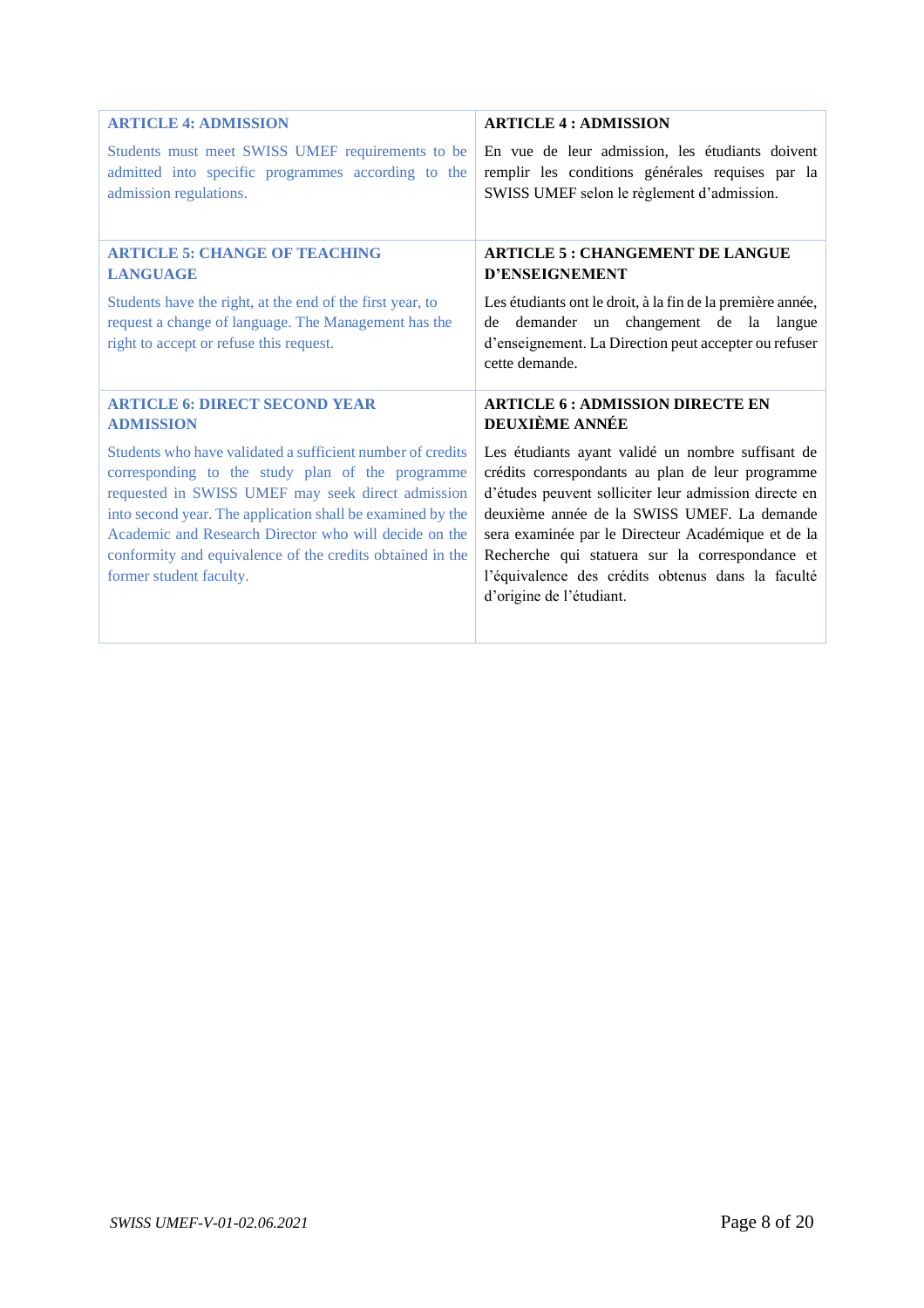| ARTICLE 4: ADMISSION | ARTICLE 4 : ADMISSION |
| --- | --- |
| Students must meet SWISS UMEF requirements to be admitted into specific programmes according to the admission regulations. | En vue de leur admission, les étudiants doivent remplir les conditions générales requises par la SWISS UMEF selon le règlement d'admission. |
| **ARTICLE 5: CHANGE OF TEACHING LANGUAGE**<br><br>Students have the right, at the end of the first year, to request a change of language. The Management has the right to accept or refuse this request. | **ARTICLE 5 : CHANGEMENT DE LANGUE D'ENSEIGNEMENT**<br><br>Les étudiants ont le droit, à la fin de la première année, de demander un changement de la langue d'enseignement. La Direction peut accepter ou refuser cette demande. |
| **ARTICLE 6: DIRECT SECOND YEAR ADMISSION**<br><br>Students who have validated a sufficient number of credits corresponding to the study plan of the programme requested in SWISS UMEF may seek direct admission into second year. The application shall be examined by the Academic and Research Director who will decide on the conformity and equivalence of the credits obtained in the former student faculty. | **ARTICLE 6 : ADMISSION DIRECTE EN DEUXIÈME ANNÉE**<br><br>Les étudiants ayant validé un nombre suffisant de crédits correspondants au plan de leur programme d'études peuvent solliciter leur admission directe en deuxième année de la SWISS UMEF. La demande sera examinée par le Directeur Académique et de la Recherche qui statuera sur la correspondance et l'équivalence des crédits obtenus dans la faculté d'origine de l'étudiant. |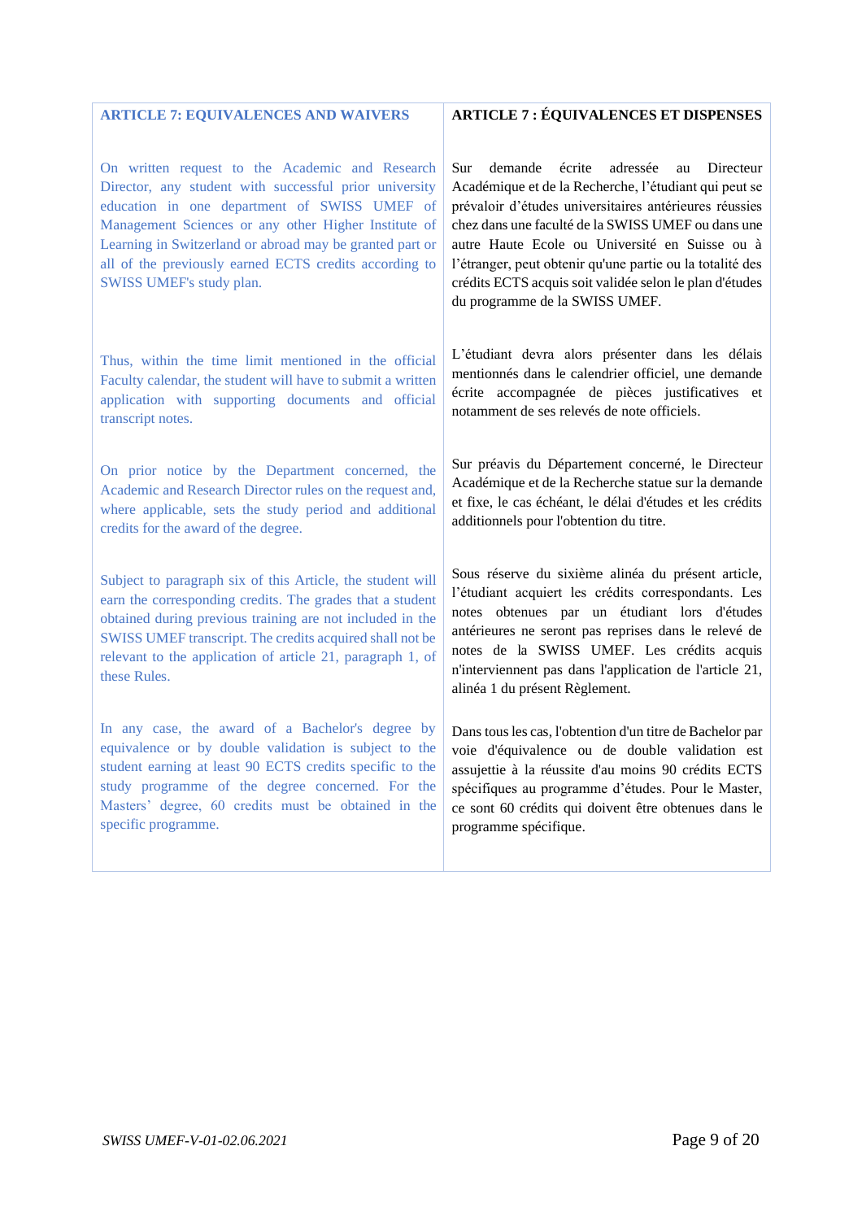| ARTICLE 7: EQUIVALENCES AND WAIVERS | ARTICLE 7 : ÉQUIVALENCES ET DISPENSES |
| --- | --- |
| On written request to the Academic and Research Director, any student with successful prior university education in one department of SWISS UMEF of Management Sciences or any other Higher Institute of Learning in Switzerland or abroad may be granted part or all of the previously earned ECTS credits according to SWISS UMEF's study plan. | Sur demande écrite adressée au Directeur Académique et de la Recherche, l'étudiant qui peut se prévaloir d'études universitaires antérieures réussies chez dans une faculté de la SWISS UMEF ou dans une autre Haute Ecole ou Université en Suisse ou à l'étranger, peut obtenir qu'une partie ou la totalité des crédits ECTS acquis soit validée selon le plan d'études du programme de la SWISS UMEF. |
| Thus, within the time limit mentioned in the official Faculty calendar, the student will have to submit a written application with supporting documents and official transcript notes. | L'étudiant devra alors présenter dans les délais mentionnés dans le calendrier officiel, une demande écrite accompagnée de pièces justificatives et notamment de ses relevés de note officiels. |
| On prior notice by the Department concerned, the Academic and Research Director rules on the request and, where applicable, sets the study period and additional credits for the award of the degree. | Sur préavis du Département concerné, le Directeur Académique et de la Recherche statue sur la demande et fixe, le cas échéant, le délai d'études et les crédits additionnels pour l'obtention du titre. |
| Subject to paragraph six of this Article, the student will earn the corresponding credits. The grades that a student obtained during previous training are not included in the SWISS UMEF transcript. The credits acquired shall not be relevant to the application of article 21, paragraph 1, of these Rules. | Sous réserve du sixième alinéa du présent article, l'étudiant acquiert les crédits correspondants. Les notes obtenues par un étudiant lors d'études antérieures ne seront pas reprises dans le relevé de notes de la SWISS UMEF. Les crédits acquis n'interviennent pas dans l'application de l'article 21, alinéa 1 du présent Règlement. |
| In any case, the award of a Bachelor's degree by equivalence or by double validation is subject to the student earning at least 90 ECTS credits specific to the study programme of the degree concerned. For the Masters' degree, 60 credits must be obtained in the specific programme. | Dans tous les cas, l'obtention d'un titre de Bachelor par voie d'équivalence ou de double validation est assujettie à la réussite d'au moins 90 crédits ECTS spécifiques au programme d'études. Pour le Master, ce sont 60 crédits qui doivent être obtenues dans le programme spécifique. |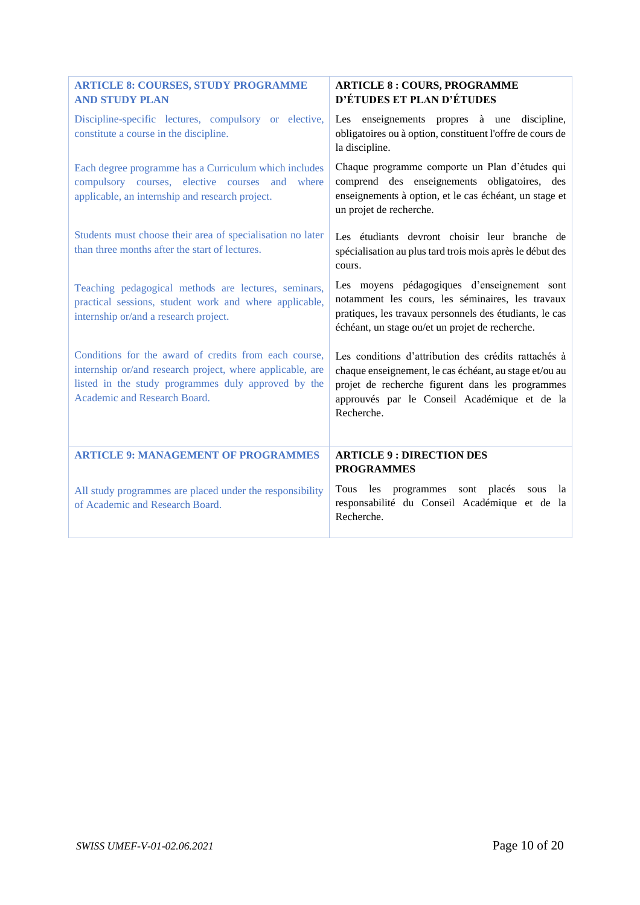| **ARTICLE 8: COURSES, STUDY PROGRAMME AND STUDY PLAN** | **ARTICLE 8 : COURS, PROGRAMME D'ÉTUDES ET PLAN D'ÉTUDES** |
|---|---|
| Discipline-specific lectures, compulsory or elective, constitute a course in the discipline. | Les enseignements propres à une discipline, obligatoires ou à option, constituent l'offre de cours de la discipline. |
| Each degree programme has a Curriculum which includes compulsory courses, elective courses and where applicable, an internship and research project. | Chaque programme comporte un Plan d'études qui comprend des enseignements obligatoires, des enseignements à option, et le cas échéant, un stage et un projet de recherche. |
| Students must choose their area of specialisation no later than three months after the start of lectures. | Les étudiants devront choisir leur branche de spécialisation au plus tard trois mois après le début des cours. |
| Teaching pedagogical methods are lectures, seminars, practical sessions, student work and where applicable, internship or/and a research project. | Les moyens pédagogiques d'enseignement sont notamment les cours, les séminaires, les travaux pratiques, les travaux personnels des étudiants, le cas échéant, un stage ou/et un projet de recherche. |
| Conditions for the award of credits from each course, internship or/and research project, where applicable, are listed in the study programmes duly approved by the Academic and Research Board. | Les conditions d'attribution des crédits rattachés à chaque enseignement, le cas échéant, au stage et/ou au projet de recherche figurent dans les programmes approuvés par le Conseil Académique et de la Recherche. |
| **ARTICLE 9: MANAGEMENT OF PROGRAMMES** | **ARTICLE 9 : DIRECTION DES PROGRAMMES** |
| All study programmes are placed under the responsibility of Academic and Research Board. | Tous les programmes sont placés sous la responsabilité du Conseil Académique et de la Recherche. |

*SWISS UMEF-V-01-02.06.2021*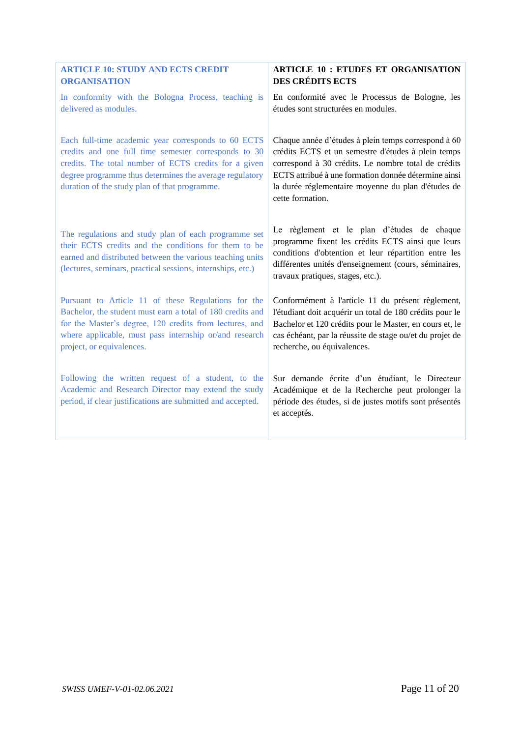| **ARTICLE 10: STUDY AND ECTS CREDIT ORGANISATION** | **ARTICLE 10 : ETUDES ET ORGANISATION DES CRÉDITS ECTS** |
|---|---|
| In conformity with the Bologna Process, teaching is delivered as modules. | En conformité avec le Processus de Bologne, les études sont structurées en modules. |
| Each full-time academic year corresponds to 60 ECTS credits and one full time semester corresponds to 30 credits. The total number of ECTS credits for a given degree programme thus determines the average regulatory duration of the study plan of that programme. | Chaque année d'études à plein temps correspond à 60 crédits ECTS et un semestre d'études à plein temps correspond à 30 crédits. Le nombre total de crédits ECTS attribué à une formation donnée détermine ainsi la durée réglementaire moyenne du plan d'études de cette formation. |
| The regulations and study plan of each programme set their ECTS credits and the conditions for them to be earned and distributed between the various teaching units (lectures, seminars, practical sessions, internships, etc.) | Le règlement et le plan d'études de chaque programme fixent les crédits ECTS ainsi que leurs conditions d'obtention et leur répartition entre les différentes unités d'enseignement (cours, séminaires, travaux pratiques, stages, etc.). |
| Pursuant to Article 11 of these Regulations for the Bachelor, the student must earn a total of 180 credits and for the Master's degree, 120 credits from lectures, and where applicable, must pass internship or/and research project, or equivalences. | Conformément à l'article 11 du présent règlement, l'étudiant doit acquérir un total de 180 crédits pour le Bachelor et 120 crédits pour le Master, en cours et, le cas échéant, par la réussite de stage ou/et du projet de recherche, ou équivalences. |
| Following the written request of a student, to the Academic and Research Director may extend the study period, if clear justifications are submitted and accepted. | Sur demande écrite d'un étudiant, le Directeur Académique et de la Recherche peut prolonger la période des études, si de justes motifs sont présentés et acceptés. |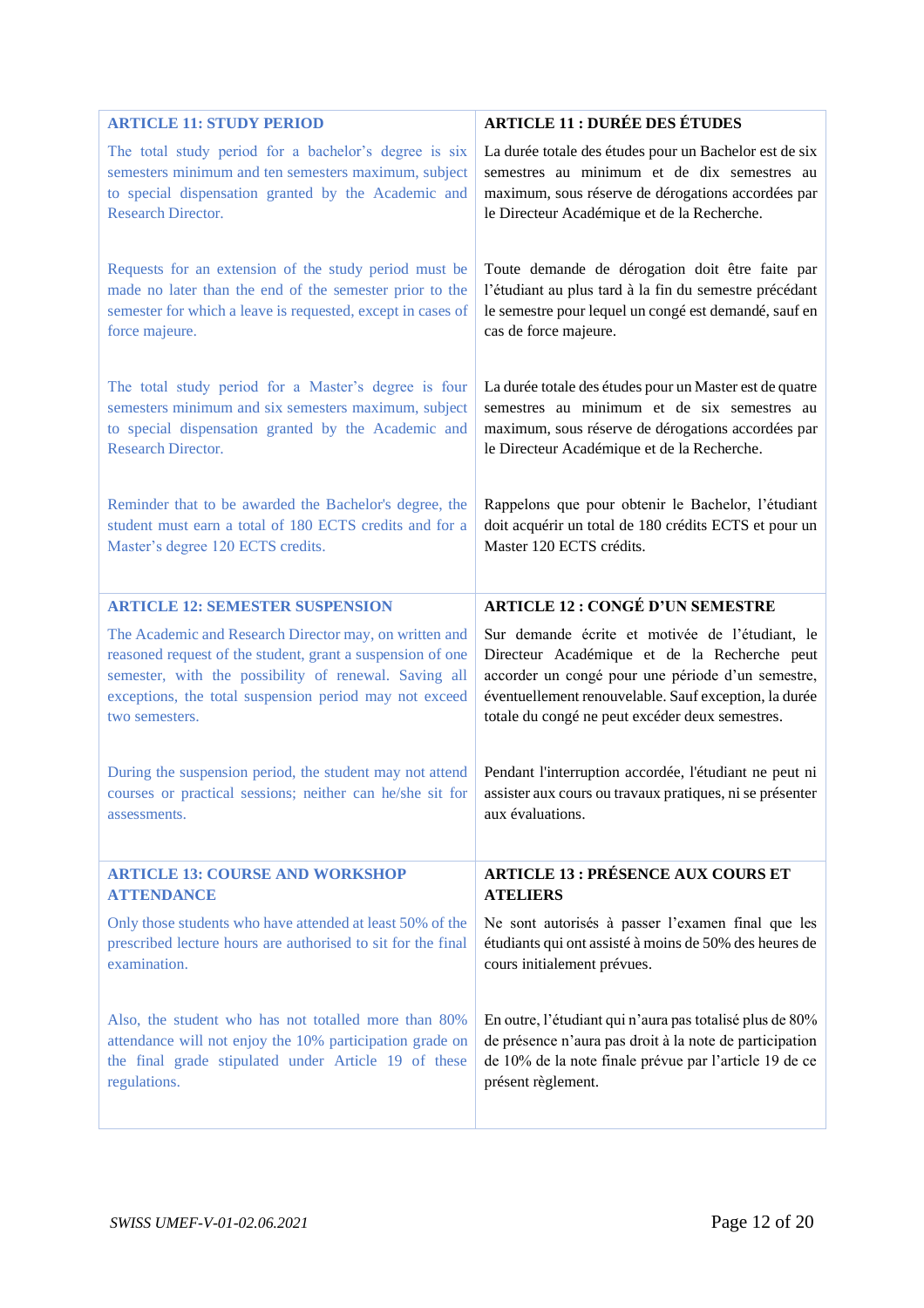| ARTICLE 11: STUDY PERIOD | ARTICLE 11 : DURÉE DES ÉTUDES |
| --- | --- |
| The total study period for a bachelor's degree is six semesters minimum and ten semesters maximum, subject to special dispensation granted by the Academic and Research Director. | La durée totale des études pour un Bachelor est de six semestres au minimum et de dix semestres au maximum, sous réserve de dérogations accordées par le Directeur Académique et de la Recherche. |
| Requests for an extension of the study period must be made no later than the end of the semester prior to the semester for which a leave is requested, except in cases of force majeure. | Toute demande de dérogation doit être faite par l'étudiant au plus tard à la fin du semestre précédant le semestre pour lequel un congé est demandé, sauf en cas de force majeure. |
| The total study period for a Master's degree is four semesters minimum and six semesters maximum, subject to special dispensation granted by the Academic and Research Director. | La durée totale des études pour un Master est de quatre semestres au minimum et de six semestres au maximum, sous réserve de dérogations accordées par le Directeur Académique et de la Recherche. |
| Reminder that to be awarded the Bachelor's degree, the student must earn a total of 180 ECTS credits and for a Master's degree 120 ECTS credits. | Rappelons que pour obtenir le Bachelor, l'étudiant doit acquérir un total de 180 crédits ECTS et pour un Master 120 ECTS crédits. |
| **ARTICLE 12: SEMESTER SUSPENSION** | **ARTICLE 12 : CONGÉ D'UN SEMESTRE** |
| The Academic and Research Director may, on written and reasoned request of the student, grant a suspension of one semester, with the possibility of renewal. Saving all exceptions, the total suspension period may not exceed two semesters. | Sur demande écrite et motivée de l'étudiant, le Directeur Académique et de la Recherche peut accorder un congé pour une période d'un semestre, éventuellement renouvelable. Sauf exception, la durée totale du congé ne peut excéder deux semestres. |
| During the suspension period, the student may not attend courses or practical sessions; neither can he/she sit for assessments. | Pendant l'interruption accordée, l'étudiant ne peut ni assister aux cours ou travaux pratiques, ni se présenter aux évaluations. |
| **ARTICLE 13: COURSE AND WORKSHOP ATTENDANCE** | **ARTICLE 13 : PRÉSENCE AUX COURS ET ATELIERS** |
| Only those students who have attended at least 50% of the prescribed lecture hours are authorised to sit for the final examination. | Ne sont autorisés à passer l'examen final que les étudiants qui ont assisté à moins de 50% des heures de cours initialement prévues. |
| Also, the student who has not totalled more than 80% attendance will not enjoy the 10% participation grade on the final grade stipulated under Article 19 of these regulations. | En outre, l'étudiant qui n'aura pas totalisé plus de 80% de présence n'aura pas droit à la note de participation de 10% de la note finale prévue par l'article 19 de ce présent règlement. |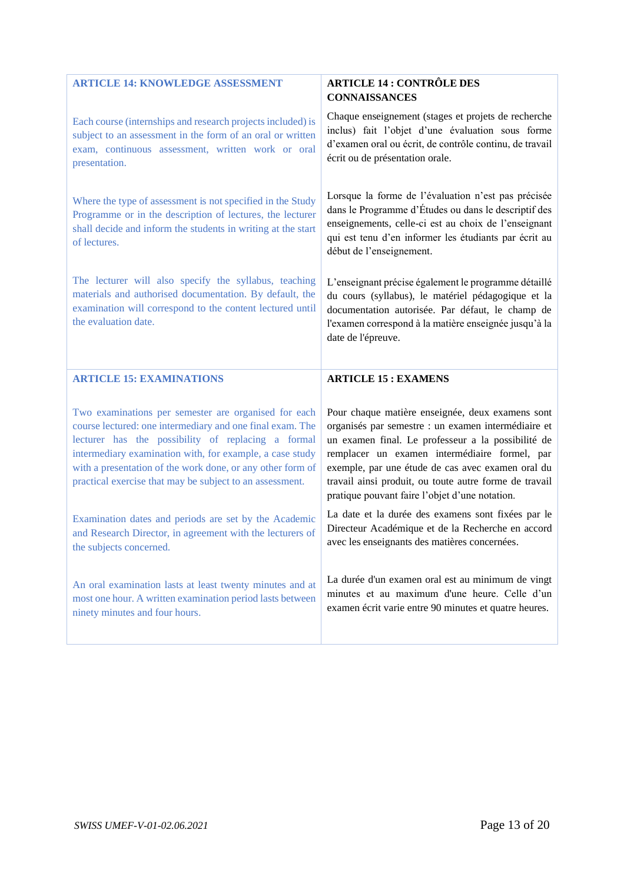| ARTICLE 14: KNOWLEDGE ASSESSMENT | ARTICLE 14 : CONTRÔLE DES CONNAISSANCES |
|---|---|
| Each course (internships and research projects included) is subject to an assessment in the form of an oral or written exam, continuous assessment, written work or oral presentation. | Chaque enseignement (stages et projets de recherche inclus) fait l'objet d'une évaluation sous forme d'examen oral ou écrit, de contrôle continu, de travail écrit ou de présentation orale. |
| Where the type of assessment is not specified in the Study Programme or in the description of lectures, the lecturer shall decide and inform the students in writing at the start of lectures. | Lorsque la forme de l'évaluation n'est pas précisée dans le Programme d'Études ou dans le descriptif des enseignements, celle-ci est au choix de l'enseignant qui est tenu d'en informer les étudiants par écrit au début de l'enseignement. |
| The lecturer will also specify the syllabus, teaching materials and authorised documentation. By default, the examination will correspond to the content lectured until the evaluation date. | L'enseignant précise également le programme détaillé du cours (syllabus), le matériel pédagogique et la documentation autorisée. Par défaut, le champ de l'examen correspond à la matière enseignée jusqu'à la date de l'épreuve. |
| **ARTICLE 15: EXAMINATIONS** | **ARTICLE 15 : EXAMENS** |
| Two examinations per semester are organised for each course lectured: one intermediary and one final exam. The lecturer has the possibility of replacing a formal intermediary examination with, for example, a case study with a presentation of the work done, or any other form of practical exercise that may be subject to an assessment. | Pour chaque matière enseignée, deux examens sont organisés par semestre : un examen intermédiaire et un examen final. Le professeur a la possibilité de remplacer un examen intermédiaire formel, par exemple, par une étude de cas avec examen oral du travail ainsi produit, ou toute autre forme de travail pratique pouvant faire l'objet d'une notation. |
| Examination dates and periods are set by the Academic and Research Director, in agreement with the lecturers of the subjects concerned. | La date et la durée des examens sont fixées par le Directeur Académique et de la Recherche en accord avec les enseignants des matières concernées. |
| An oral examination lasts at least twenty minutes and at most one hour. A written examination period lasts between ninety minutes and four hours. | La durée d'un examen oral est au minimum de vingt minutes et au maximum d'une heure. Celle d'un examen écrit varie entre 90 minutes et quatre heures. |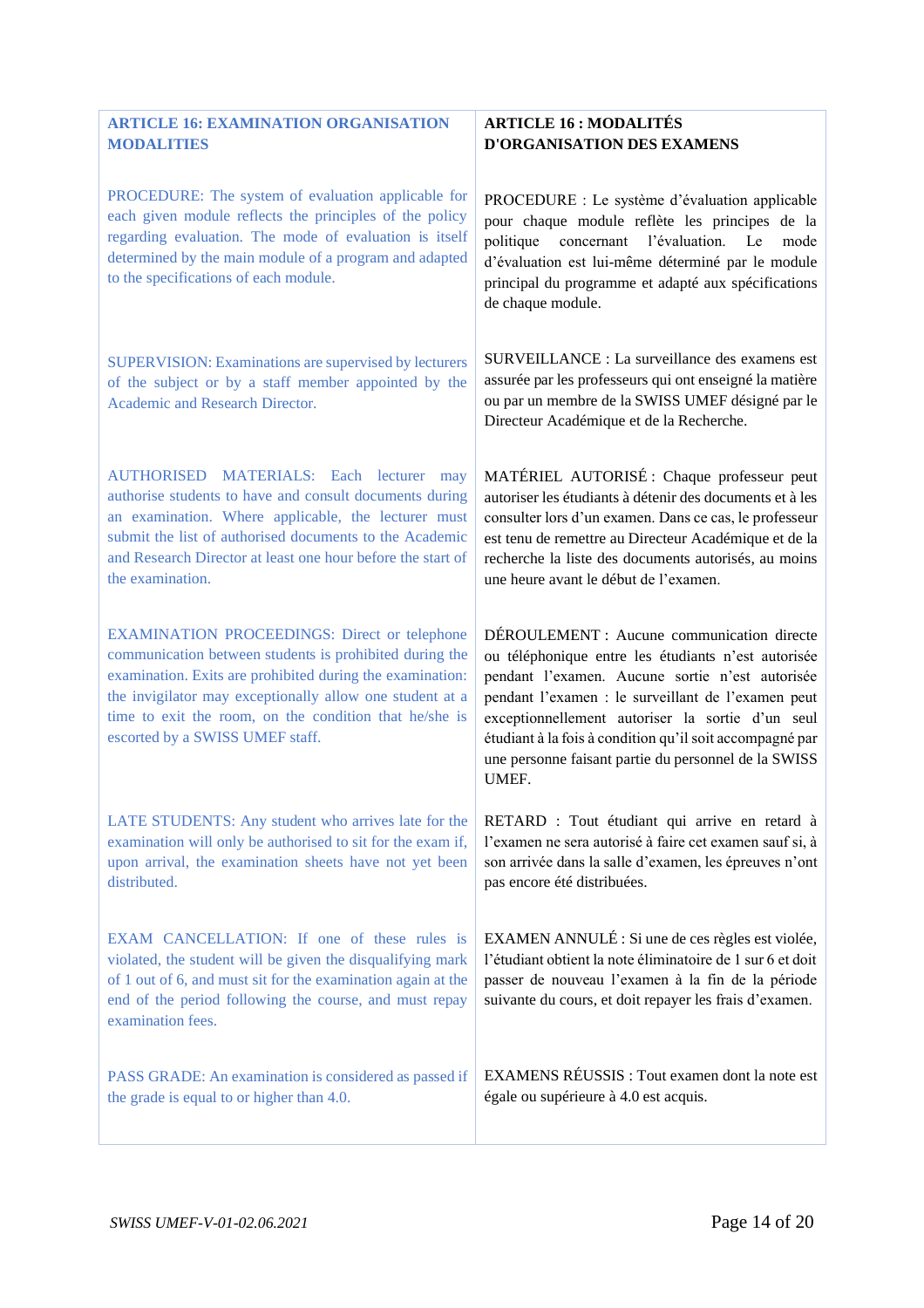| ARTICLE 16: EXAMINATION ORGANISATION MODALITIES | ARTICLE 16 : MODALITÉS D'ORGANISATION DES EXAMENS |
|---|---|
| PROCEDURE: The system of evaluation applicable for each given module reflects the principles of the policy regarding evaluation. The mode of evaluation is itself determined by the main module of a program and adapted to the specifications of each module. | PROCEDURE : Le système d'évaluation applicable pour chaque module reflète les principes de la politique concernant l'évaluation. Le mode d'évaluation est lui-même déterminé par le module principal du programme et adapté aux spécifications de chaque module. |
| SUPERVISION: Examinations are supervised by lecturers of the subject or by a staff member appointed by the Academic and Research Director. | SURVEILLANCE : La surveillance des examens est assurée par les professeurs qui ont enseigné la matière ou par un membre de la SWISS UMEF désigné par le Directeur Académique et de la Recherche. |
| AUTHORISED MATERIALS: Each lecturer may authorise students to have and consult documents during an examination. Where applicable, the lecturer must submit the list of authorised documents to the Academic and Research Director at least one hour before the start of the examination. | MATÉRIEL AUTORISÉ : Chaque professeur peut autoriser les étudiants à détenir des documents et à les consulter lors d'un examen. Dans ce cas, le professeur est tenu de remettre au Directeur Académique et de la recherche la liste des documents autorisés, au moins une heure avant le début de l'examen. |
| EXAMINATION PROCEEDINGS: Direct or telephone communication between students is prohibited during the examination. Exits are prohibited during the examination: the invigilator may exceptionally allow one student at a time to exit the room, on the condition that he/she is escorted by a SWISS UMEF staff. | DÉROULEMENT : Aucune communication directe ou téléphonique entre les étudiants n'est autorisée pendant l'examen. Aucune sortie n'est autorisée pendant l'examen : le surveillant de l'examen peut exceptionnellement autoriser la sortie d'un seul étudiant à la fois à condition qu'il soit accompagné par une personne faisant partie du personnel de la SWISS UMEF. |
| LATE STUDENTS: Any student who arrives late for the examination will only be authorised to sit for the exam if, upon arrival, the examination sheets have not yet been distributed. | RETARD : Tout étudiant qui arrive en retard à l'examen ne sera autorisé à faire cet examen sauf si, à son arrivée dans la salle d'examen, les épreuves n'ont pas encore été distribuées. |
| EXAM CANCELLATION: If one of these rules is violated, the student will be given the disqualifying mark of 1 out of 6, and must sit for the examination again at the end of the period following the course, and must repay examination fees. | EXAMEN ANNULÉ : Si une de ces règles est violée, l'étudiant obtient la note éliminatoire de 1 sur 6 et doit passer de nouveau l'examen à la fin de la période suivante du cours, et doit repayer les frais d'examen. |
| PASS GRADE: An examination is considered as passed if the grade is equal to or higher than 4.0. | EXAMENS RÉUSSIS : Tout examen dont la note est égale ou supérieure à 4.0 est acquis. |

*SWISS UMEF-V-01-02.06.2021*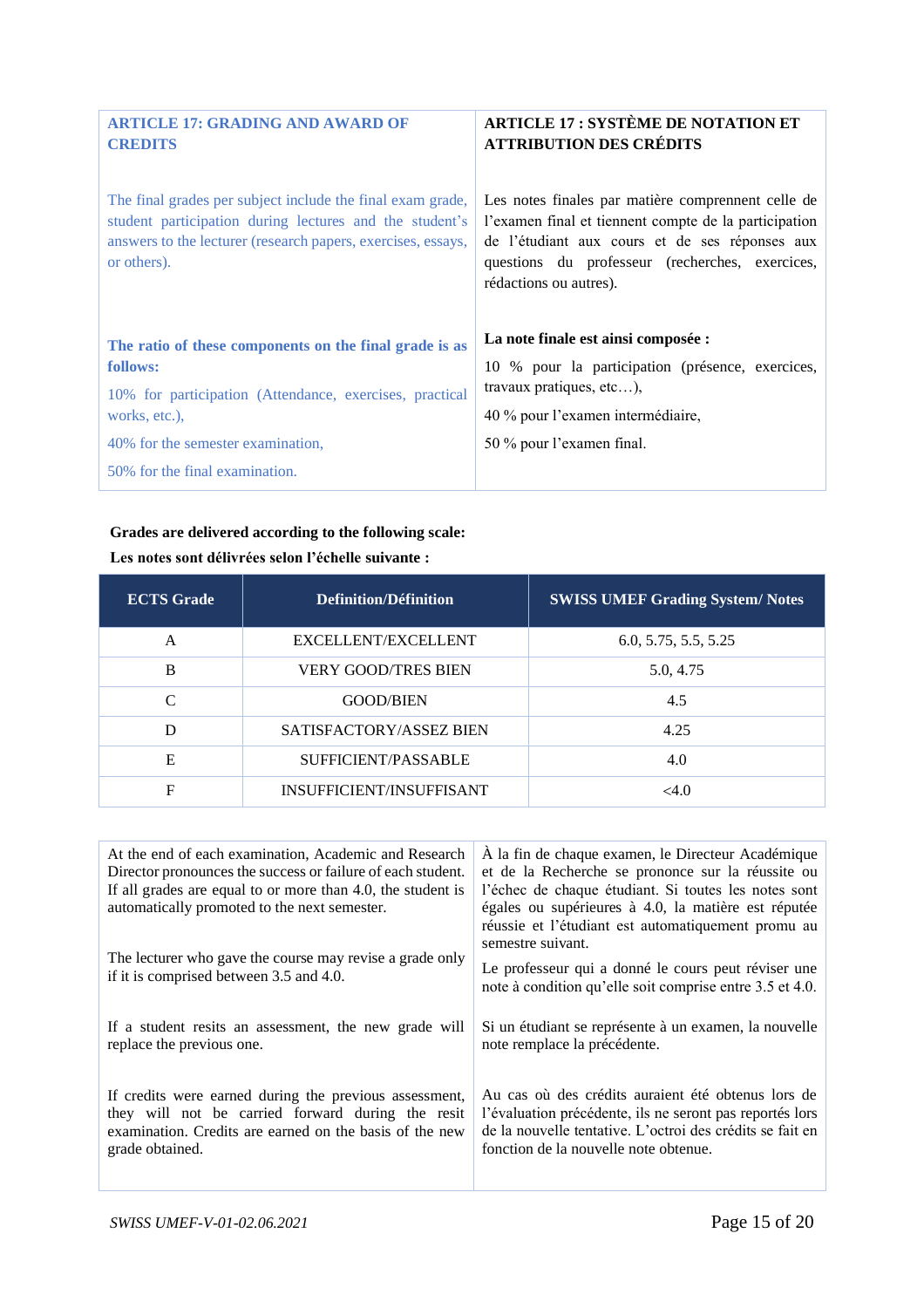## ARTICLE 17: GRADING AND AWARD OF CREDITS

The final grades per subject include the final exam grade, student participation during lectures and the student's answers to the lecturer (research papers, exercises, essays, or others).

**The ratio of these components on the final grade is as follows:**

10% for participation (Attendance, exercises, practical works, etc.),

40% for the semester examination,

50% for the final examination.

## ARTICLE 17 : SYSTÈME DE NOTATION ET ATTRIBUTION DES CRÉDITS

Les notes finales par matière comprennent celle de l'examen final et tiennent compte de la participation de l'étudiant aux cours et de ses réponses aux questions du professeur (recherches, exercices, rédactions ou autres).

**La note finale est ainsi composée :**

10 % pour la participation (présence, exercices, travaux pratiques, etc…),

40 % pour l'examen intermédiaire,

50 % pour l'examen final.

**Grades are delivered according to the following scale:**

**Les notes sont délivrées selon l'échelle suivante :**

| ECTS Grade | Definition/Définition | SWISS UMEF Grading System/ Notes |
|---|---|---|
| A | EXCELLENT/EXCELLENT | 6.0, 5.75, 5.5, 5.25 |
| B | VERY GOOD/TRES BIEN | 5.0, 4.75 |
| C | GOOD/BIEN | 4.5 |
| D | SATISFACTORY/ASSEZ BIEN | 4.25 |
| E | SUFFICIENT/PASSABLE | 4.0 |
| F | INSUFFICIENT/INSUFFISANT | <4.0 |

At the end of each examination, Academic and Research Director pronounces the success or failure of each student. If all grades are equal to or more than 4.0, the student is automatically promoted to the next semester.

The lecturer who gave the course may revise a grade only if it is comprised between 3.5 and 4.0.

If a student resits an assessment, the new grade will replace the previous one.

If credits were earned during the previous assessment, they will not be carried forward during the resit examination. Credits are earned on the basis of the new grade obtained.

À la fin de chaque examen, le Directeur Académique et de la Recherche se prononce sur la réussite ou l'échec de chaque étudiant. Si toutes les notes sont égales ou supérieures à 4.0, la matière est réputée réussie et l'étudiant est automatiquement promu au semestre suivant.

Le professeur qui a donné le cours peut réviser une note à condition qu'elle soit comprise entre 3.5 et 4.0.

Si un étudiant se représente à un examen, la nouvelle note remplace la précédente.

Au cas où des crédits auraient été obtenus lors de l'évaluation précédente, ils ne seront pas reportés lors de la nouvelle tentative. L'octroi des crédits se fait en fonction de la nouvelle note obtenue.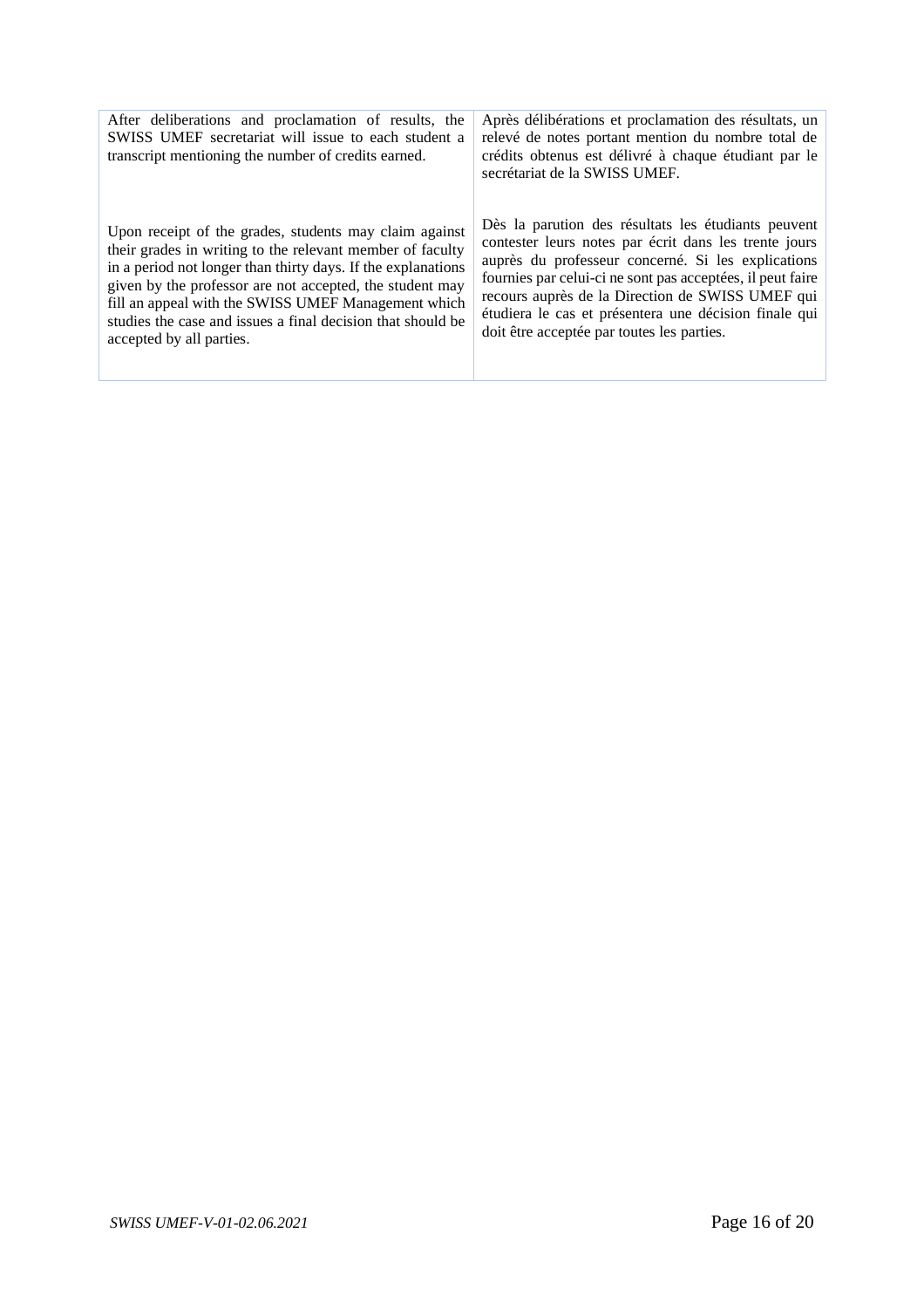| After deliberations and proclamation of results, the SWISS UMEF secretariat will issue to each student a transcript mentioning the number of credits earned. | Après délibérations et proclamation des résultats, un relevé de notes portant mention du nombre total de crédits obtenus est délivré à chaque étudiant par le secrétariat de la SWISS UMEF. |
|---|---|
| Upon receipt of the grades, students may claim against their grades in writing to the relevant member of faculty in a period not longer than thirty days. If the explanations given by the professor are not accepted, the student may fill an appeal with the SWISS UMEF Management which studies the case and issues a final decision that should be accepted by all parties. | Dès la parution des résultats les étudiants peuvent contester leurs notes par écrit dans les trente jours auprès du professeur concerné. Si les explications fournies par celui-ci ne sont pas acceptées, il peut faire recours auprès de la Direction de SWISS UMEF qui étudiera le cas et présentera une décision finale qui doit être acceptée par toutes les parties. |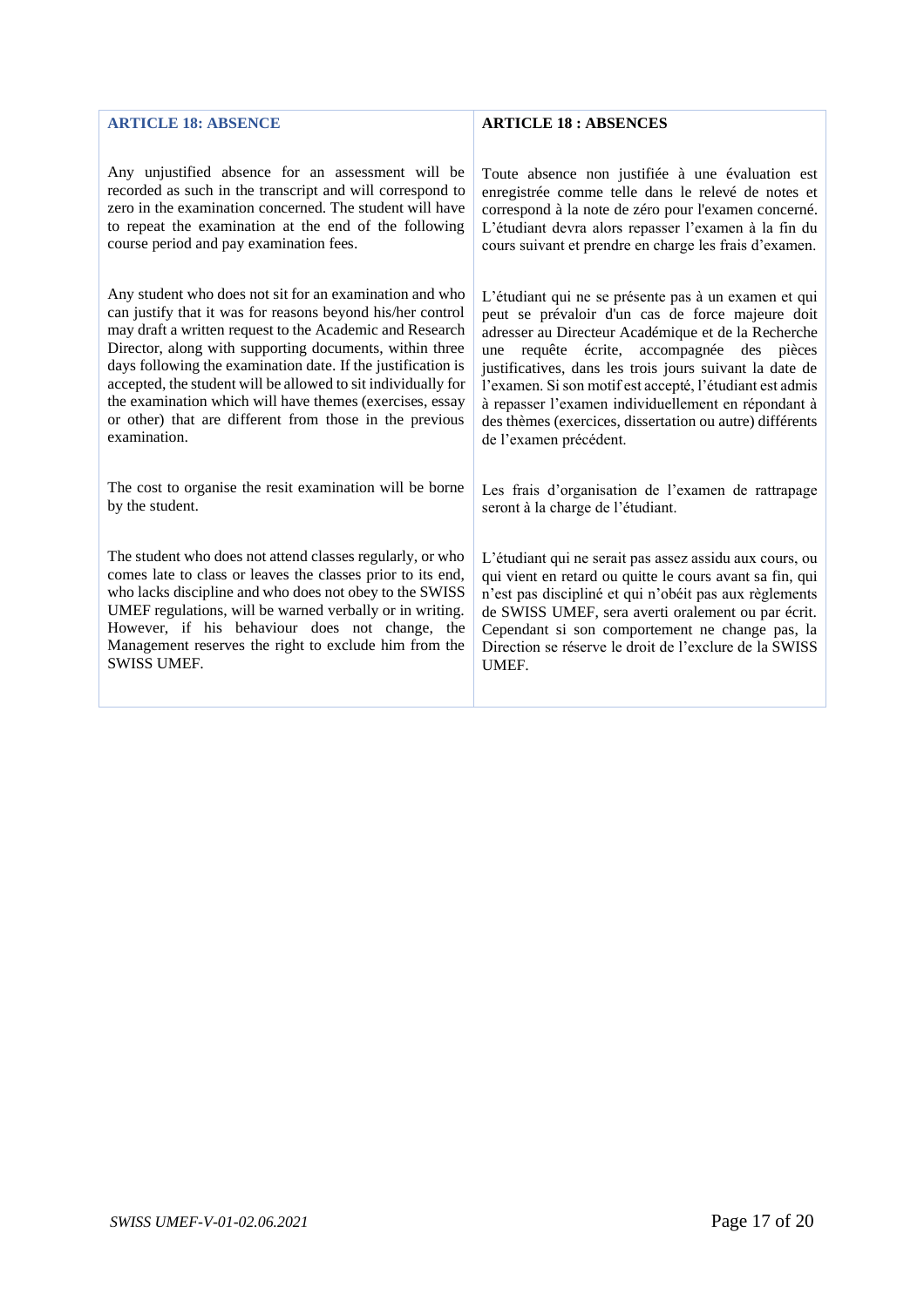| ARTICLE 18: ABSENCE | ARTICLE 18 : ABSENCES |
| --- | --- |
| Any unjustified absence for an assessment will be recorded as such in the transcript and will correspond to zero in the examination concerned. The student will have to repeat the examination at the end of the following course period and pay examination fees. | Toute absence non justifiée à une évaluation est enregistrée comme telle dans le relevé de notes et correspond à la note de zéro pour l'examen concerné. L'étudiant devra alors repasser l'examen à la fin du cours suivant et prendre en charge les frais d'examen. |
| Any student who does not sit for an examination and who can justify that it was for reasons beyond his/her control may draft a written request to the Academic and Research Director, along with supporting documents, within three days following the examination date. If the justification is accepted, the student will be allowed to sit individually for the examination which will have themes (exercises, essay or other) that are different from those in the previous examination. | L'étudiant qui ne se présente pas à un examen et qui peut se prévaloir d'un cas de force majeure doit adresser au Directeur Académique et de la Recherche une requête écrite, accompagnée des pièces justificatives, dans les trois jours suivant la date de l'examen. Si son motif est accepté, l'étudiant est admis à repasser l'examen individuellement en répondant à des thèmes (exercices, dissertation ou autre) différents de l'examen précédent. |
| The cost to organise the resit examination will be borne by the student. | Les frais d'organisation de l'examen de rattrapage seront à la charge de l'étudiant. |
| The student who does not attend classes regularly, or who comes late to class or leaves the classes prior to its end, who lacks discipline and who does not obey to the SWISS UMEF regulations, will be warned verbally or in writing. However, if his behaviour does not change, the Management reserves the right to exclude him from the SWISS UMEF. | L'étudiant qui ne serait pas assez assidu aux cours, ou qui vient en retard ou quitte le cours avant sa fin, qui n'est pas discipliné et qui n'obéit pas aux règlements de SWISS UMEF, sera averti oralement ou par écrit. Cependant si son comportement ne change pas, la Direction se réserve le droit de l'exclure de la SWISS UMEF. |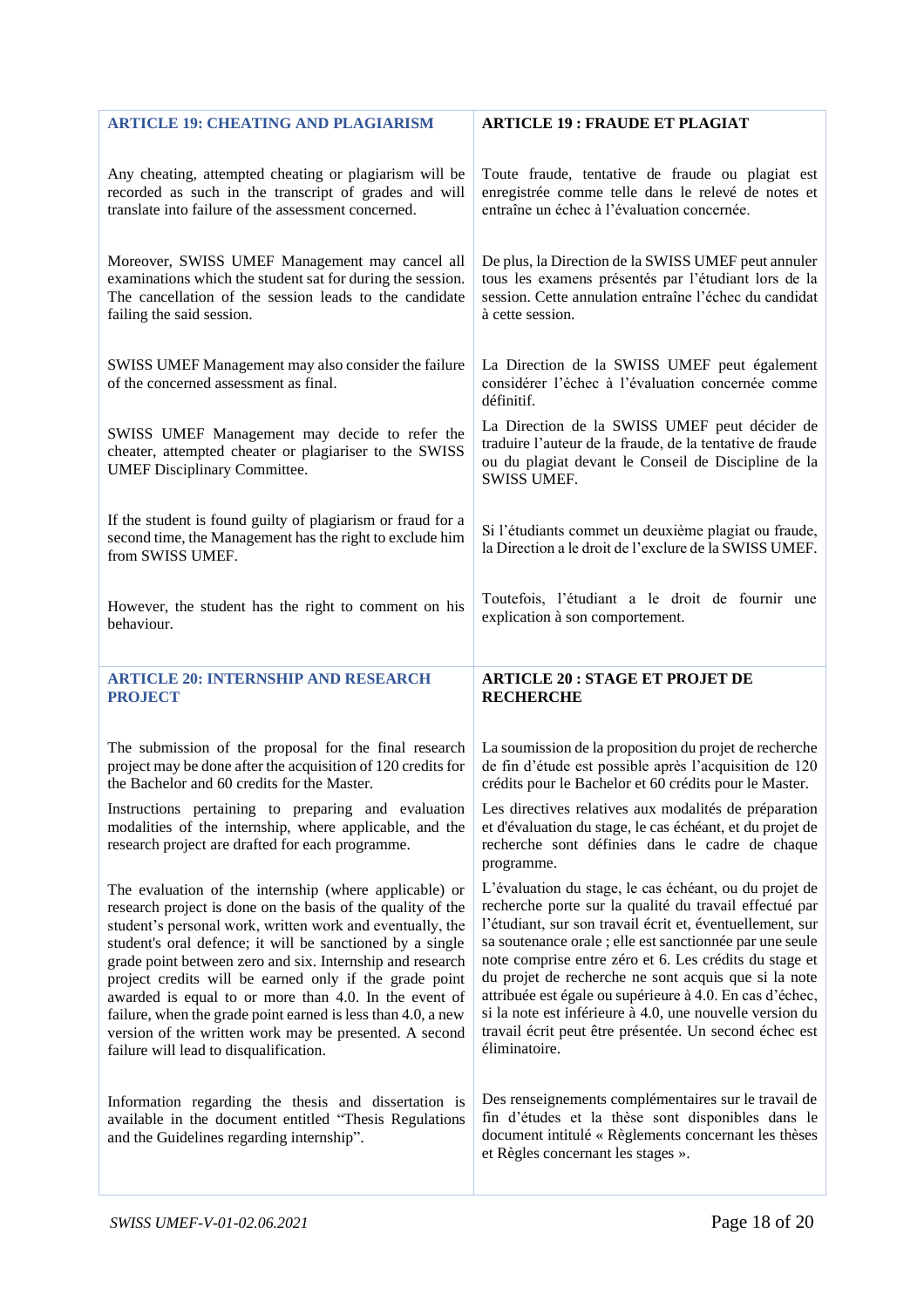| ARTICLE 19: CHEATING AND PLAGIARISM | ARTICLE 19 : FRAUDE ET PLAGIAT |
|---|---|
| Any cheating, attempted cheating or plagiarism will be recorded as such in the transcript of grades and will translate into failure of the assessment concerned. | Toute fraude, tentative de fraude ou plagiat est enregistrée comme telle dans le relevé de notes et entraîne un échec à l'évaluation concernée. |
| Moreover, SWISS UMEF Management may cancel all examinations which the student sat for during the session. The cancellation of the session leads to the candidate failing the said session. | De plus, la Direction de la SWISS UMEF peut annuler tous les examens présentés par l'étudiant lors de la session. Cette annulation entraîne l'échec du candidat à cette session. |
| SWISS UMEF Management may also consider the failure of the concerned assessment as final. | La Direction de la SWISS UMEF peut également considérer l'échec à l'évaluation concernée comme définitif. |
| SWISS UMEF Management may decide to refer the cheater, attempted cheater or plagiariser to the SWISS UMEF Disciplinary Committee. | La Direction de la SWISS UMEF peut décider de traduire l'auteur de la fraude, de la tentative de fraude ou du plagiat devant le Conseil de Discipline de la SWISS UMEF. |
| If the student is found guilty of plagiarism or fraud for a second time, the Management has the right to exclude him from SWISS UMEF. | Si l'étudiants commet un deuxième plagiat ou fraude, la Direction a le droit de l'exclure de la SWISS UMEF. |
| However, the student has the right to comment on his behaviour. | Toutefois, l'étudiant a le droit de fournir une explication à son comportement. |
| **ARTICLE 20: INTERNSHIP AND RESEARCH PROJECT** | **ARTICLE 20 : STAGE ET PROJET DE RECHERCHE** |
| The submission of the proposal for the final research project may be done after the acquisition of 120 credits for the Bachelor and 60 credits for the Master. | La soumission de la proposition du projet de recherche de fin d'étude est possible après l'acquisition de 120 crédits pour le Bachelor et 60 crédits pour le Master. |
| Instructions pertaining to preparing and evaluation modalities of the internship, where applicable, and the research project are drafted for each programme. | Les directives relatives aux modalités de préparation et d'évaluation du stage, le cas échéant, et du projet de recherche sont définies dans le cadre de chaque programme. |
| The evaluation of the internship (where applicable) or research project is done on the basis of the quality of the student's personal work, written work and eventually, the student's oral defence; it will be sanctioned by a single grade point between zero and six. Internship and research project credits will be earned only if the grade point awarded is equal to or more than 4.0. In the event of failure, when the grade point earned is less than 4.0, a new version of the written work may be presented. A second failure will lead to disqualification. | L'évaluation du stage, le cas échéant, ou du projet de recherche porte sur la qualité du travail effectué par l'étudiant, sur son travail écrit et, éventuellement, sur sa soutenance orale ; elle est sanctionnée par une seule note comprise entre zéro et 6. Les crédits du stage et du projet de recherche ne sont acquis que si la note attribuée est égale ou supérieure à 4.0. En cas d'échec, si la note est inférieure à 4.0, une nouvelle version du travail écrit peut être présentée. Un second échec est éliminatoire. |
| Information regarding the thesis and dissertation is available in the document entitled "Thesis Regulations and the Guidelines regarding internship". | Des renseignements complémentaires sur le travail de fin d'études et la thèse sont disponibles dans le document intitulé « Règlements concernant les thèses et Règles concernant les stages ». |

*SWISS UMEF-V-01-02.06.2021*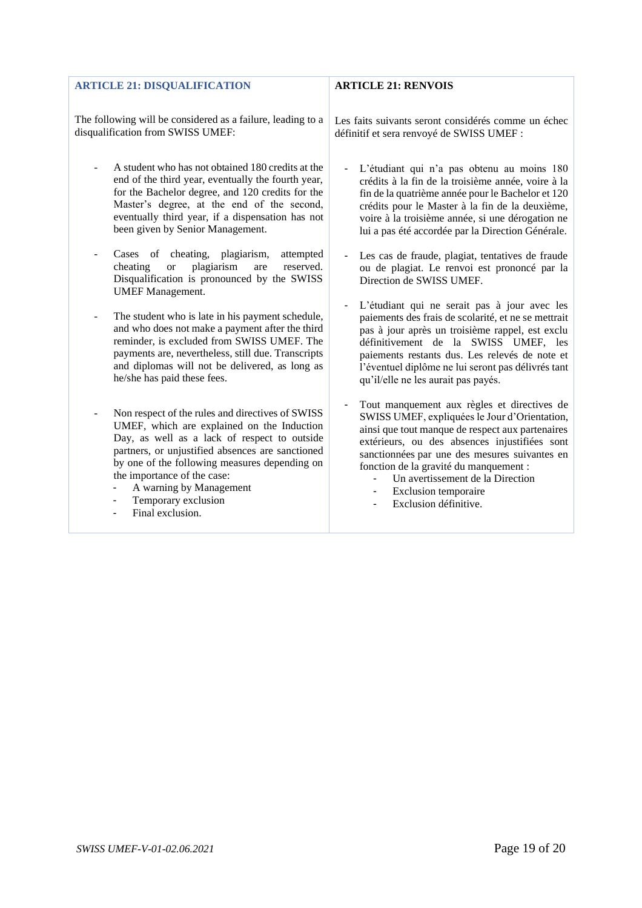## ARTICLE 21: DISQUALIFICATION

The following will be considered as a failure, leading to a disqualification from SWISS UMEF:

- A student who has not obtained 180 credits at the end of the third year, eventually the fourth year, for the Bachelor degree, and 120 credits for the Master's degree, at the end of the second, eventually third year, if a dispensation has not been given by Senior Management.
- Cases of cheating, plagiarism, attempted cheating or plagiarism are reserved. Disqualification is pronounced by the SWISS UMEF Management.
- The student who is late in his payment schedule, and who does not make a payment after the third reminder, is excluded from SWISS UMEF. The payments are, nevertheless, still due. Transcripts and diplomas will not be delivered, as long as he/she has paid these fees.
- Non respect of the rules and directives of SWISS UMEF, which are explained on the Induction Day, as well as a lack of respect to outside partners, or unjustified absences are sanctioned by one of the following measures depending on the importance of the case:
  - A warning by Management
  - Temporary exclusion
  - Final exclusion.

## ARTICLE 21: RENVOIS

Les faits suivants seront considérés comme un échec définitif et sera renvoyé de SWISS UMEF :

- L'étudiant qui n'a pas obtenu au moins 180 crédits à la fin de la troisième année, voire à la fin de la quatrième année pour le Bachelor et 120 crédits pour le Master à la fin de la deuxième, voire à la troisième année, si une dérogation ne lui a pas été accordée par la Direction Générale.
- Les cas de fraude, plagiat, tentatives de fraude ou de plagiat. Le renvoi est prononcé par la Direction de SWISS UMEF.
- L'étudiant qui ne serait pas à jour avec les paiements des frais de scolarité, et ne se mettrait pas à jour après un troisième rappel, est exclu définitivement de la SWISS UMEF, les paiements restants dus. Les relevés de note et l'éventuel diplôme ne lui seront pas délivrés tant qu'il/elle ne les aurait pas payés.
- Tout manquement aux règles et directives de SWISS UMEF, expliquées le Jour d'Orientation, ainsi que tout manque de respect aux partenaires extérieurs, ou des absences injustifiées sont sanctionnées par une des mesures suivantes en fonction de la gravité du manquement :
  - Un avertissement de la Direction
  - Exclusion temporaire
  - Exclusion définitive.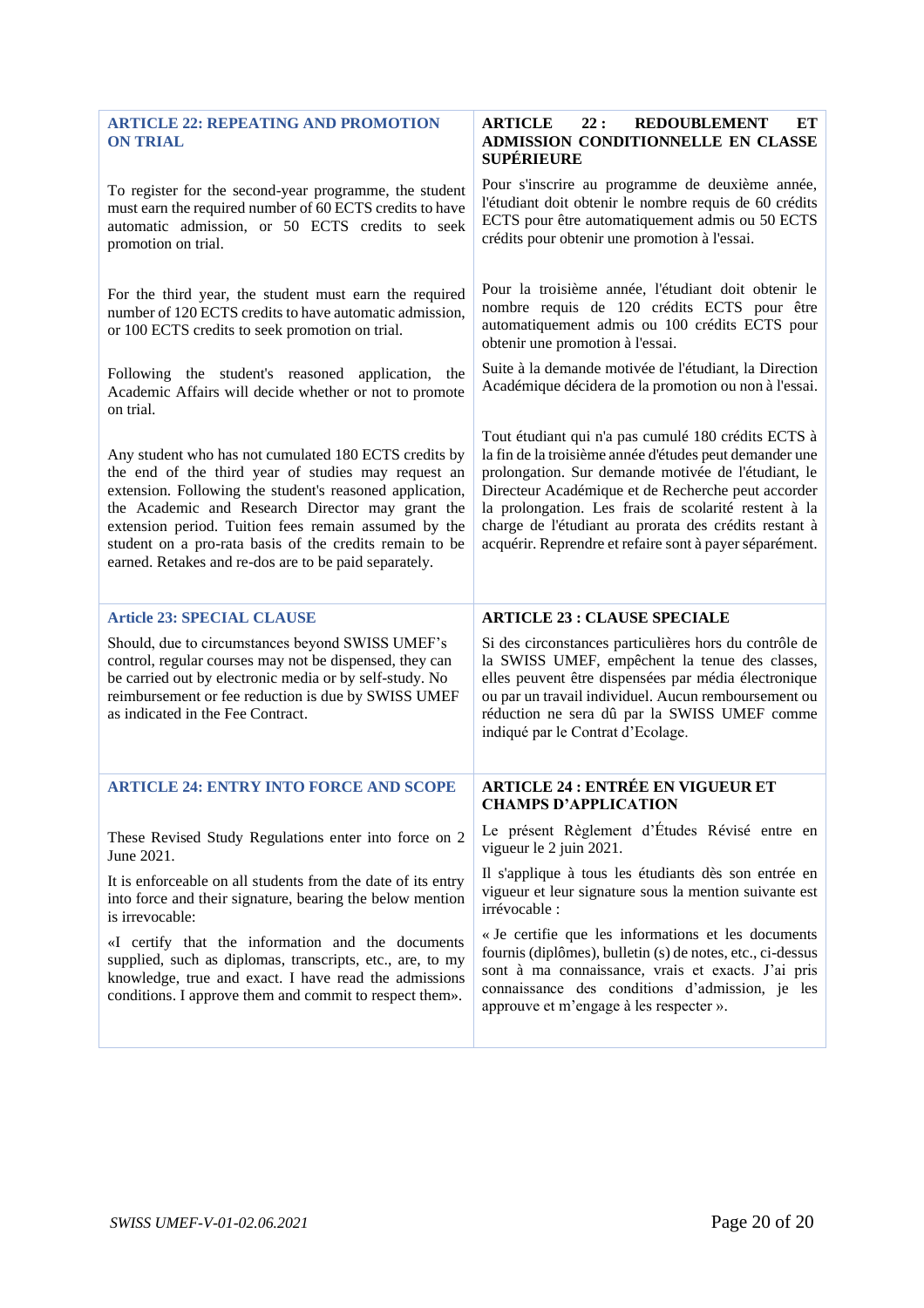| ARTICLE 22: REPEATING AND PROMOTION ON TRIAL | ARTICLE 22 : REDOUBLEMENT ET ADMISSION CONDITIONNELLE EN CLASSE SUPÉRIEURE |
|---|---|
| To register for the second-year programme, the student must earn the required number of 60 ECTS credits to have automatic admission, or 50 ECTS credits to seek promotion on trial. | Pour s'inscrire au programme de deuxième année, l'étudiant doit obtenir le nombre requis de 60 crédits ECTS pour être automatiquement admis ou 50 ECTS crédits pour obtenir une promotion à l'essai. |
| For the third year, the student must earn the required number of 120 ECTS credits to have automatic admission, or 100 ECTS credits to seek promotion on trial. | Pour la troisième année, l'étudiant doit obtenir le nombre requis de 120 crédits ECTS pour être automatiquement admis ou 100 crédits ECTS pour obtenir une promotion à l'essai. |
| Following the student's reasoned application, the Academic Affairs will decide whether or not to promote on trial. | Suite à la demande motivée de l'étudiant, la Direction Académique décidera de la promotion ou non à l'essai. |
| Any student who has not cumulated 180 ECTS credits by the end of the third year of studies may request an extension. Following the student's reasoned application, the Academic and Research Director may grant the extension period. Tuition fees remain assumed by the student on a pro-rata basis of the credits remain to be earned. Retakes and re-dos are to be paid separately. | Tout étudiant qui n'a pas cumulé 180 crédits ECTS à la fin de la troisième année d'études peut demander une prolongation. Sur demande motivée de l'étudiant, le Directeur Académique et de Recherche peut accorder la prolongation. Les frais de scolarité restent à la charge de l'étudiant au prorata des crédits restant à acquérir. Reprendre et refaire sont à payer séparément. |
| **Article 23: SPECIAL CLAUSE** | **ARTICLE 23 : CLAUSE SPECIALE** |
| Should, due to circumstances beyond SWISS UMEF's control, regular courses may not be dispensed, they can be carried out by electronic media or by self-study. No reimbursement or fee reduction is due by SWISS UMEF as indicated in the Fee Contract. | Si des circonstances particulières hors du contrôle de la SWISS UMEF, empêchent la tenue des classes, elles peuvent être dispensées par média électronique ou par un travail individuel. Aucun remboursement ou réduction ne sera dû par la SWISS UMEF comme indiqué par le Contrat d'Ecolage. |
| **ARTICLE 24: ENTRY INTO FORCE AND SCOPE** | **ARTICLE 24 : ENTRÉE EN VIGUEUR ET CHAMPS D'APPLICATION** |
| These Revised Study Regulations enter into force on 2 June 2021. | Le présent Règlement d'Études Révisé entre en vigueur le 2 juin 2021. |
| It is enforceable on all students from the date of its entry into force and their signature, bearing the below mention is irrevocable: | Il s'applique à tous les étudiants dès son entrée en vigueur et leur signature sous la mention suivante est irrévocable : |
| «I certify that the information and the documents supplied, such as diplomas, transcripts, etc., are, to my knowledge, true and exact. I have read the admissions conditions. I approve them and commit to respect them». | « Je certifie que les informations et les documents fournis (diplômes), bulletin (s) de notes, etc., ci-dessus sont à ma connaissance, vrais et exacts. J'ai pris connaissance des conditions d'admission, je les approuve et m'engage à les respecter ». |

*SWISS UMEF-V-01-02.06.2021*